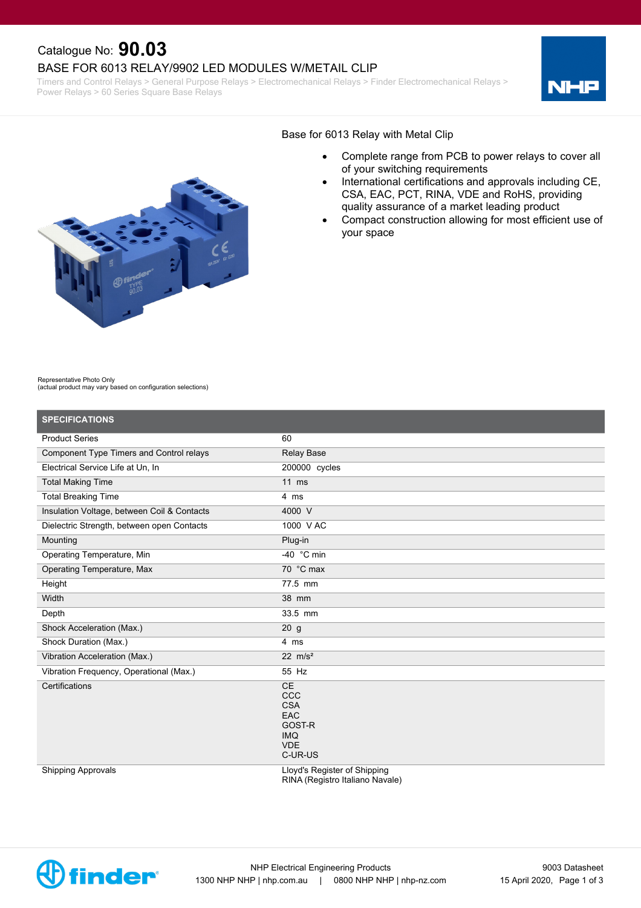Catalogue No: **90.03**

# BASE FOR 6013 RELAY/9902 LED MODULES W/METAIL CLIP

Timers and Control Relays > General Purpose Relays > Electromechanical Relays > Finder Electromechanical Relays > Power Relays > 60 Series Square Base Relays

Base for 6013 Relay with Metal Clip

- Complete range from PCB to power relays to cover all of your switching requirements
- International certifications and approvals including CE, CSA, EAC, PCT, RINA, VDE and RoHS, providing quality assurance of a market leading product
- Compact construction allowing for most efficient use of your space

Representative Photo Only
(actual product may vary based on configuration selections)

## SPECIFICATIONS

| | |
|---|---|
| Product Series | 60 |
| Component Type Timers and Control relays | Relay Base |
| Electrical Service Life at Un, In | 200000 cycles |
| Total Making Time | 11 ms |
| Total Breaking Time | 4 ms |
| Insulation Voltage, between Coil & Contacts | 4000 V |
| Dielectric Strength, between open Contacts | 1000 V AC |
| Mounting | Plug-in |
| Operating Temperature, Min | -40 °C min |
| Operating Temperature, Max | 70 °C max |
| Height | 77.5 mm |
| Width | 38 mm |
| Depth | 33.5 mm |
| Shock Acceleration (Max.) | 20 g |
| Shock Duration (Max.) | 4 ms |
| Vibration Acceleration (Max.) | 22 m/s² |
| Vibration Frequency, Operational (Max.) | 55 Hz |
| Certifications | CE<br>CCC<br>CSA<br>EAC<br>GOST-R<br>IMQ<br>VDE<br>C-UR-US |
| Shipping Approvals | Lloyd's Register of Shipping<br>RINA (Registro Italiano Navale) |

NHP Electrical Engineering Products
1300 NHP NHP | nhp.com.au | 0800 NHP NHP | nhp-nz.com

9003 Datasheet
15 April 2020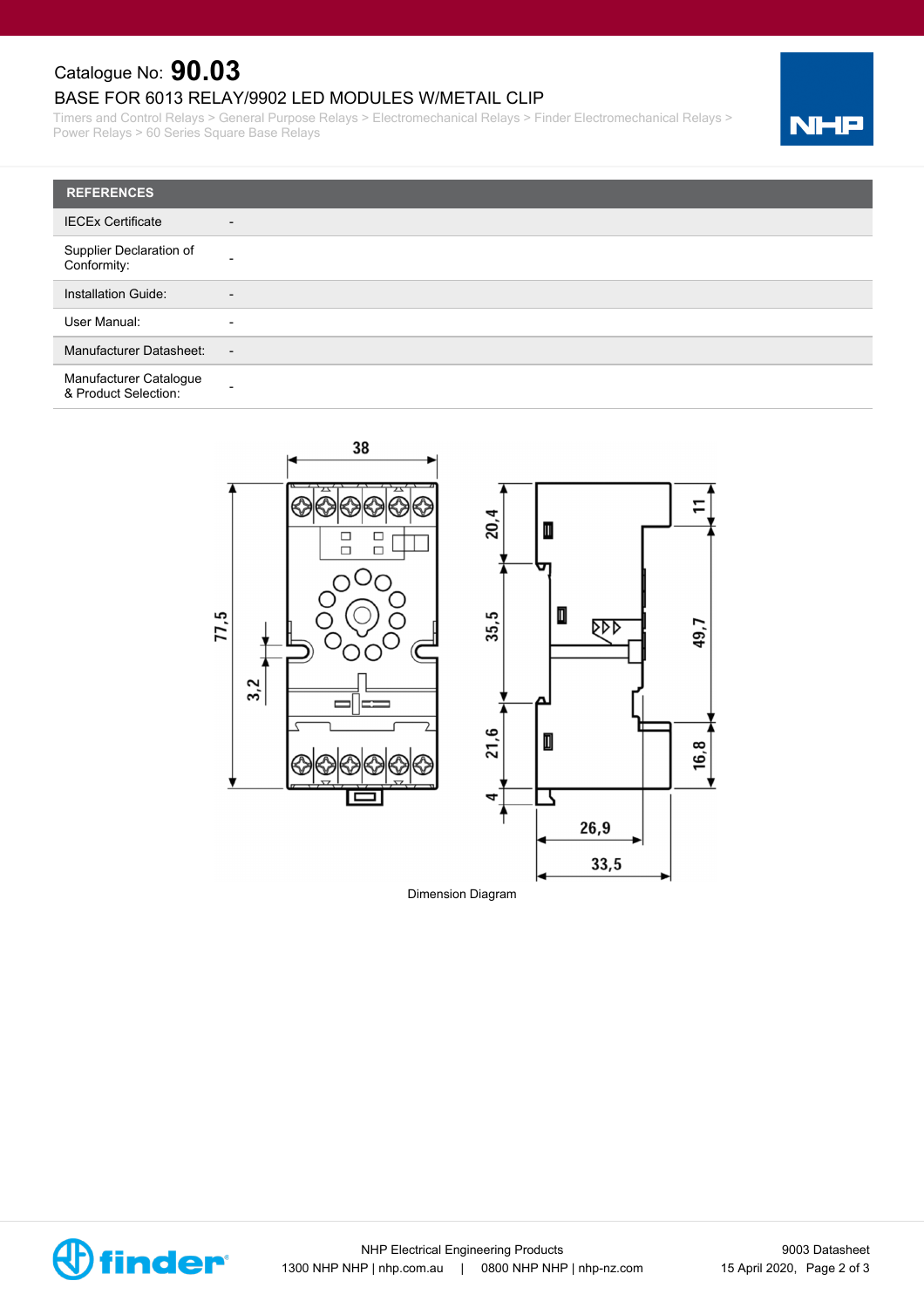Catalogue No: **90.03**

BASE FOR 6013 RELAY/9902 LED MODULES W/METAIL CLIP

Timers and Control Relays > General Purpose Relays > Electromechanical Relays > Finder Electromechanical Relays > Power Relays > 60 Series Square Base Relays

| REFERENCES | |
| --- | --- |
| IECEx Certificate | - |
| Supplier Declaration of Conformity: | - |
| Installation Guide: | - |
| User Manual: | - |
| Manufacturer Datasheet: | - |
| Manufacturer Catalogue & Product Selection: | - |

Dimension Diagram

NHP Electrical Engineering Products
1300 NHP NHP | nhp.com.au | 0800 NHP NHP | nhp-nz.com

9003 Datasheet
15 April 2020,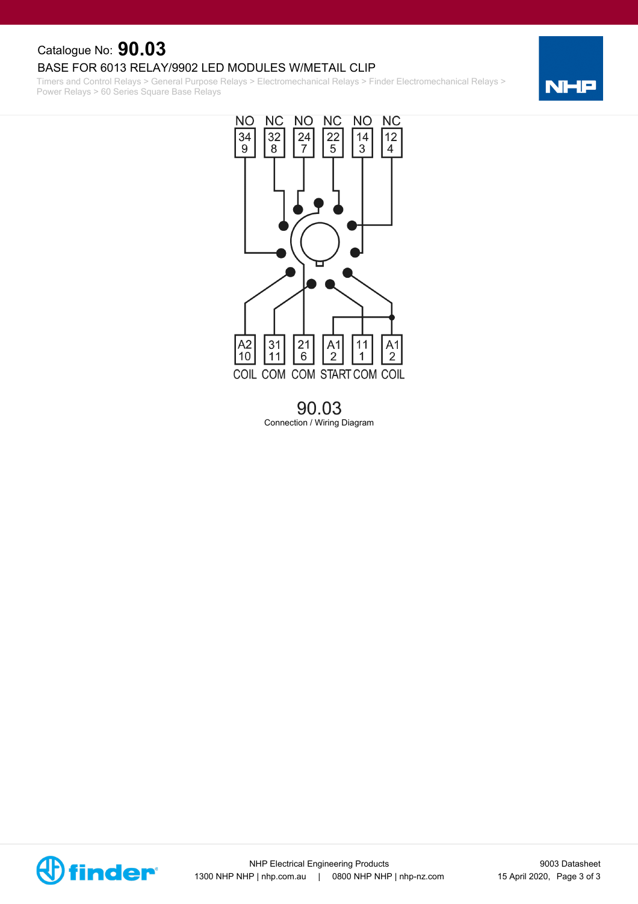Catalogue No: **90.03**

BASE FOR 6013 RELAY/9902 LED MODULES W/METAIL CLIP

Timers and Control Relays > General Purpose Relays > Electromechanical Relays > Finder Electromechanical Relays > Power Relays > 60 Series Square Base Relays

NO NC NO NC NO NC

34 9

32 8

24 7

22 5

14 3

12 4

A2 10

31 11

21 6

A1 2

11 1

A1 2

COIL COM COM START COM COIL

90.03

Connection / Wiring Diagram

NHP Electrical Engineering Products

1300 NHP NHP | nhp.com.au | 0800 NHP NHP | nhp-nz.com

9003 Datasheet

15 April 2020,